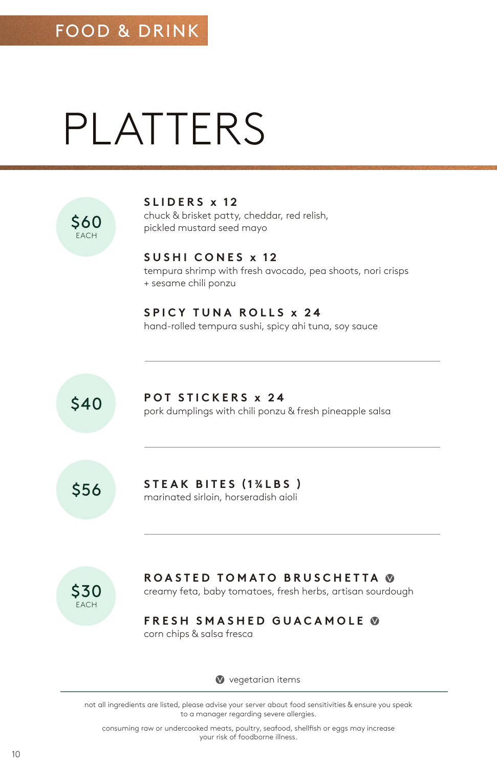FOOD & DRINK

# PLATTERS

**$60** EACH

### SLIDERS x 12
chuck & brisket patty, cheddar, red relish, pickled mustard seed mayo

### SUSHI CONES x 12
tempura shrimp with fresh avocado, pea shoots, nori crisps + sesame chili ponzu

### SPICY TUNA ROLLS x 24
hand-rolled tempura sushi, spicy ahi tuna, soy sauce

---

**$40**

### POT STICKERS x 24
pork dumplings with chili ponzu & fresh pineapple salsa

---

**$56**

### STEAK BITES (1¾LBS )
marinated sirloin, horseradish aioli

---

**$30** EACH

### ROASTED TOMATO BRUSCHETTA Ⓥ
creamy feta, baby tomatoes, fresh herbs, artisan sourdough

### FRESH SMASHED GUACAMOLE Ⓥ
corn chips & salsa fresca

Ⓥ vegetarian items

---

not all ingredients are listed, please advise your server about food sensitivities & ensure you speak to a manager regarding severe allergies.

consuming raw or undercooked meats, poultry, seafood, shellfish or eggs may increase your risk of foodborne illness.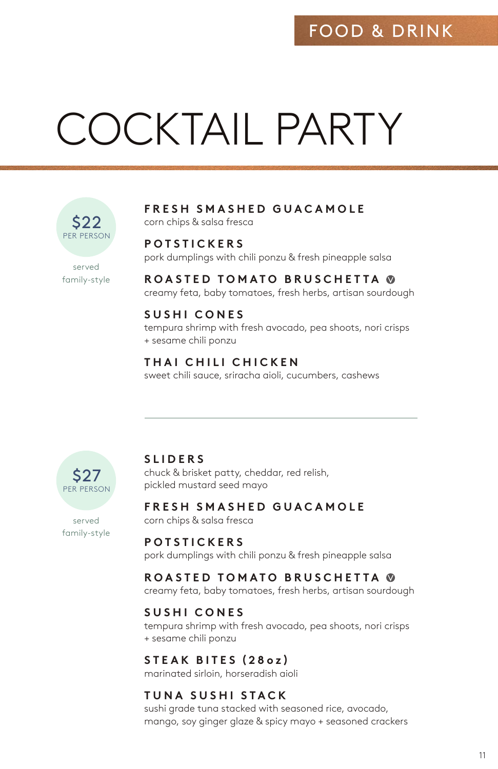FOOD & DRINK

# COCKTAIL PARTY

## $22 PER PERSON

served family-style

**FRESH SMASHED GUACAMOLE**
corn chips & salsa fresca

**POTSTICKERS**
pork dumplings with chili ponzu & fresh pineapple salsa

**ROASTED TOMATO BRUSCHETTA** Ⓥ
creamy feta, baby tomatoes, fresh herbs, artisan sourdough

**SUSHI CONES**
tempura shrimp with fresh avocado, pea shoots, nori crisps + sesame chili ponzu

**THAI CHILI CHICKEN**
sweet chili sauce, sriracha aioli, cucumbers, cashews

---

## $27 PER PERSON

served family-style

**SLIDERS**
chuck & brisket patty, cheddar, red relish, pickled mustard seed mayo

**FRESH SMASHED GUACAMOLE**
corn chips & salsa fresca

**POTSTICKERS**
pork dumplings with chili ponzu & fresh pineapple salsa

**ROASTED TOMATO BRUSCHETTA** Ⓥ
creamy feta, baby tomatoes, fresh herbs, artisan sourdough

**SUSHI CONES**
tempura shrimp with fresh avocado, pea shoots, nori crisps + sesame chili ponzu

**STEAK BITES (28oz)**
marinated sirloin, horseradish aioli

**TUNA SUSHI STACK**
sushi grade tuna stacked with seasoned rice, avocado, mango, soy ginger glaze & spicy mayo + seasoned crackers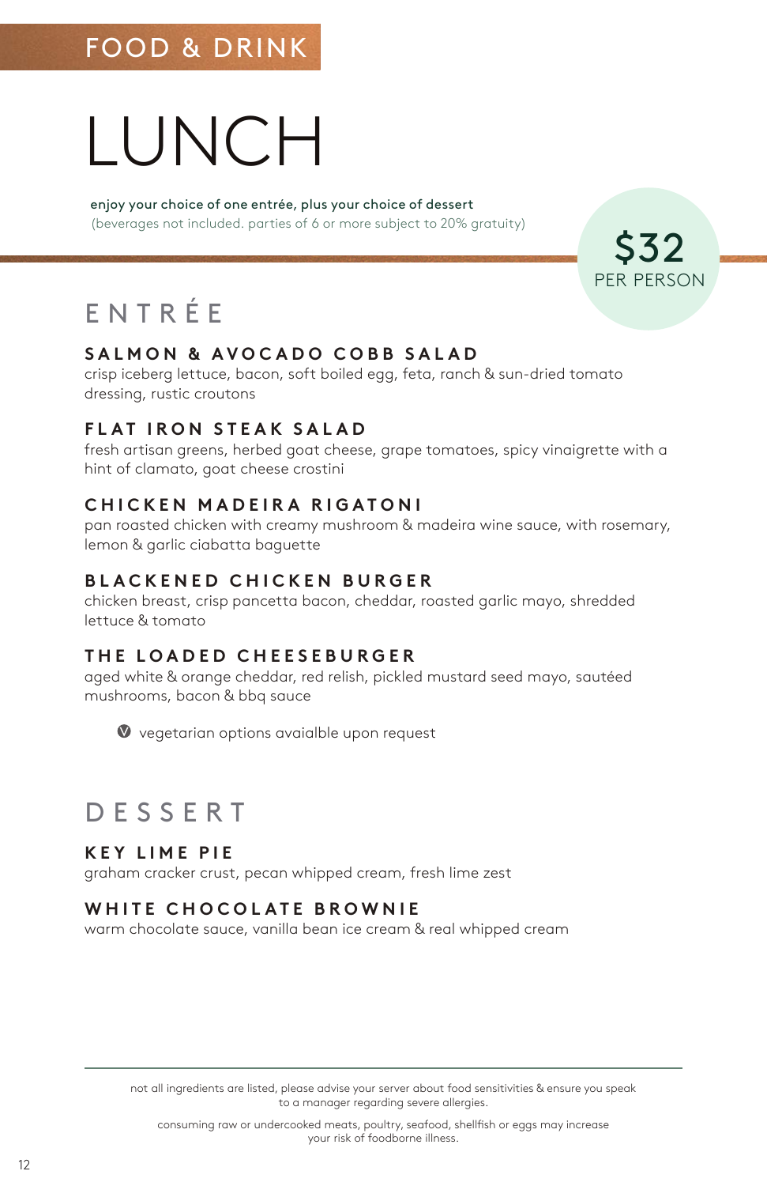FOOD & DRINK

# LUNCH

enjoy your choice of one entrée, plus your choice of dessert
(beverages not included. parties of 6 or more subject to 20% gratuity)

**$32**
PER PERSON

## ENTRÉE

### SALMON & AVOCADO COBB SALAD
crisp iceberg lettuce, bacon, soft boiled egg, feta, ranch & sun-dried tomato dressing, rustic croutons

### FLAT IRON STEAK SALAD
fresh artisan greens, herbed goat cheese, grape tomatoes, spicy vinaigrette with a hint of clamato, goat cheese crostini

### CHICKEN MADEIRA RIGATONI
pan roasted chicken with creamy mushroom & madeira wine sauce, with rosemary, lemon & garlic ciabatta baguette

### BLACKENED CHICKEN BURGER
chicken breast, crisp pancetta bacon, cheddar, roasted garlic mayo, shredded lettuce & tomato

### THE LOADED CHEESEBURGER
aged white & orange cheddar, red relish, pickled mustard seed mayo, sautéed mushrooms, bacon & bbq sauce

Ⓥ vegetarian options avaialble upon request

## DESSERT

### KEY LIME PIE
graham cracker crust, pecan whipped cream, fresh lime zest

### WHITE CHOCOLATE BROWNIE
warm chocolate sauce, vanilla bean ice cream & real whipped cream

---

not all ingredients are listed, please advise your server about food sensitivities & ensure you speak to a manager regarding severe allergies.

consuming raw or undercooked meats, poultry, seafood, shellfish or eggs may increase your risk of foodborne illness.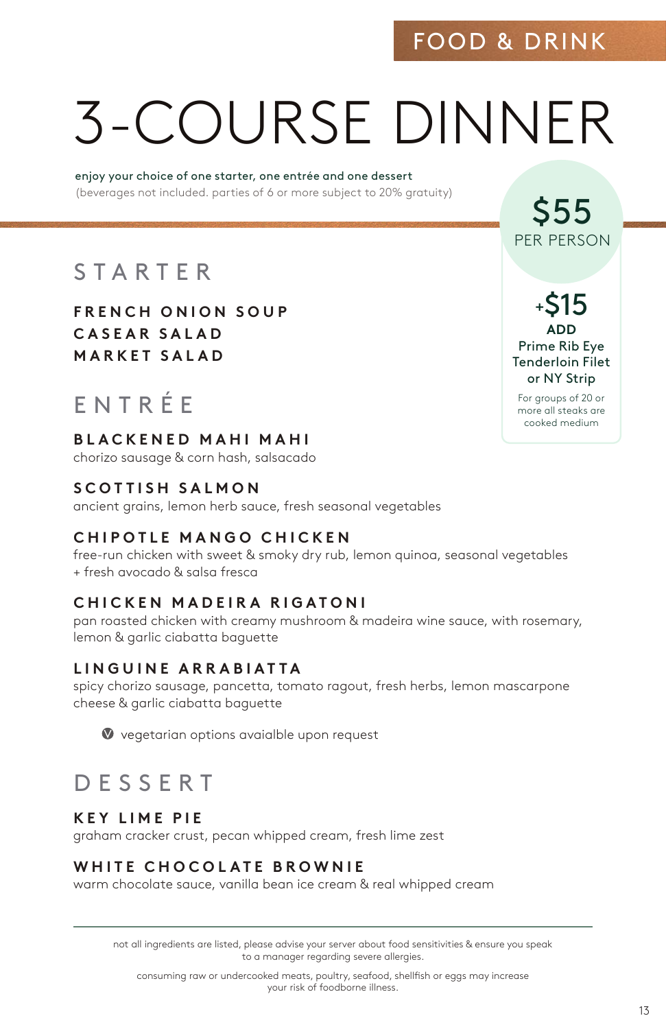FOOD & DRINK

# 3-COURSE DINNER

enjoy your choice of one starter, one entrée and one dessert
(beverages not included. parties of 6 or more subject to 20% gratuity)

**$55**
PER PERSON

**+$15**
**ADD**
Prime Rib Eye
Tenderloin Filet
or NY Strip

For groups of 20 or more all steaks are cooked medium

## STARTER

**FRENCH ONION SOUP**
**CASEAR SALAD**
**MARKET SALAD**

## ENTRÉE

**BLACKENED MAHI MAHI**
chorizo sausage & corn hash, salsacado

**SCOTTISH SALMON**
ancient grains, lemon herb sauce, fresh seasonal vegetables

**CHIPOTLE MANGO CHICKEN**
free-run chicken with sweet & smoky dry rub, lemon quinoa, seasonal vegetables + fresh avocado & salsa fresca

**CHICKEN MADEIRA RIGATONI**
pan roasted chicken with creamy mushroom & madeira wine sauce, with rosemary, lemon & garlic ciabatta baguette

**LINGUINE ARRABIATTA**
spicy chorizo sausage, pancetta, tomato ragout, fresh herbs, lemon mascarpone cheese & garlic ciabatta baguette

Ⓥ vegetarian options avaialble upon request

## DESSERT

**KEY LIME PIE**
graham cracker crust, pecan whipped cream, fresh lime zest

**WHITE CHOCOLATE BROWNIE**
warm chocolate sauce, vanilla bean ice cream & real whipped cream

---

not all ingredients are listed, please advise your server about food sensitivities & ensure you speak to a manager regarding severe allergies.

consuming raw or undercooked meats, poultry, seafood, shellfish or eggs may increase your risk of foodborne illness.